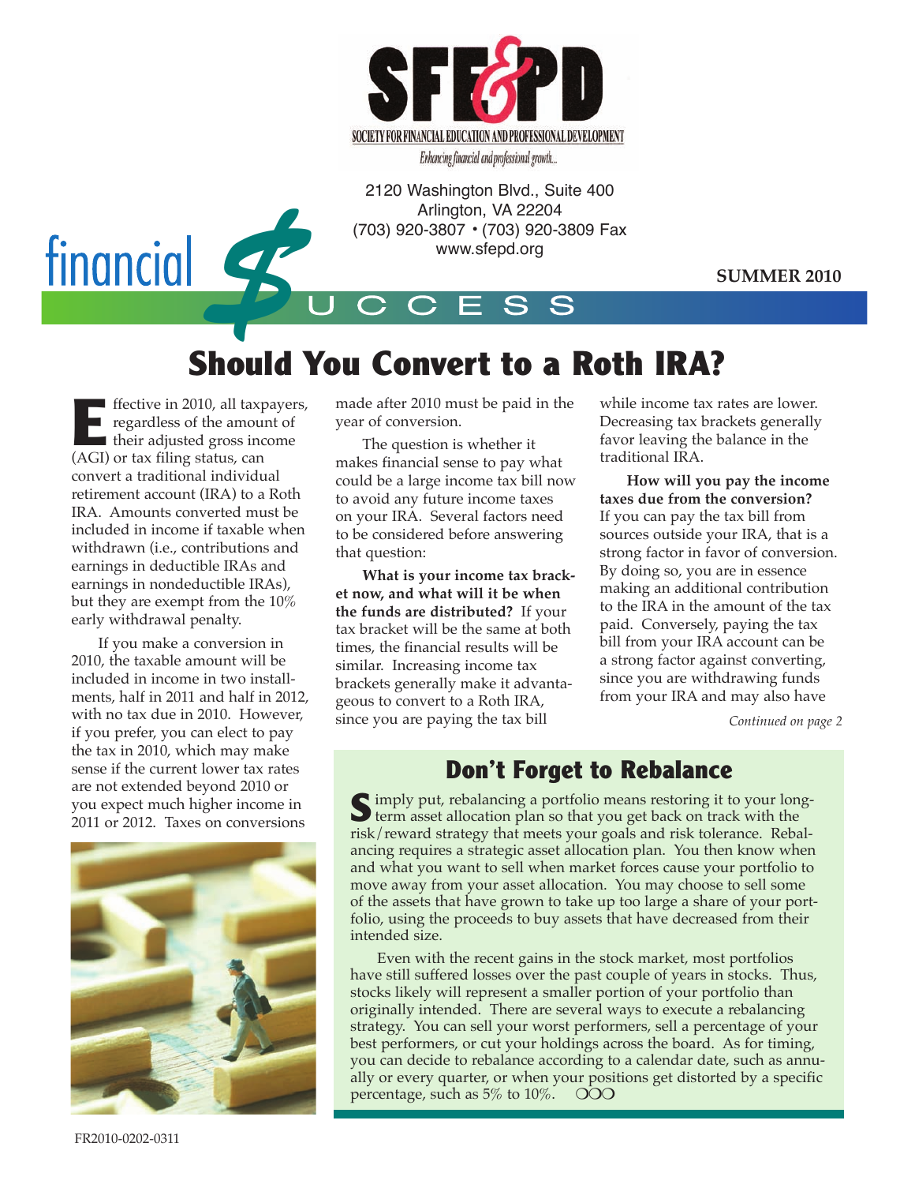SFE&PD

SOCIETY FOR FINANCIAL EDUCATION AND PROFESSIONAL DEVELOPMENT

*Enhancing financial and professional growth...*

2120 Washington Blvd., Suite 400
Arlington, VA 22204
(703) 920-3807 • (703) 920-3809 Fax
www.sfepd.org

financial $UCCESS

**SUMMER 2010**

# Should You Convert to a Roth IRA?

Effective in 2010, all taxpayers, regardless of the amount of their adjusted gross income (AGI) or tax filing status, can convert a traditional individual retirement account (IRA) to a Roth IRA. Amounts converted must be included in income if taxable when withdrawn (i.e., contributions and earnings in deductible IRAs and earnings in nondeductible IRAs), but they are exempt from the 10% early withdrawal penalty.

If you make a conversion in 2010, the taxable amount will be included in income in two installments, half in 2011 and half in 2012, with no tax due in 2010. However, if you prefer, you can elect to pay the tax in 2010, which may make sense if the current lower tax rates are not extended beyond 2010 or you expect much higher income in 2011 or 2012. Taxes on conversions made after 2010 must be paid in the year of conversion.

The question is whether it makes financial sense to pay what could be a large income tax bill now to avoid any future income taxes on your IRA. Several factors need to be considered before answering that question:

**What is your income tax bracket now, and what will it be when the funds are distributed?** If your tax bracket will be the same at both times, the financial results will be similar. Increasing income tax brackets generally make it advantageous to convert to a Roth IRA, since you are paying the tax bill while income tax rates are lower. Decreasing tax brackets generally favor leaving the balance in the traditional IRA.

**How will you pay the income taxes due from the conversion?** If you can pay the tax bill from sources outside your IRA, that is a strong factor in favor of conversion. By doing so, you are in essence making an additional contribution to the IRA in the amount of the tax paid. Conversely, paying the tax bill from your IRA account can be a strong factor against converting, since you are withdrawing funds from your IRA and may also have

*Continued on page 2*

## Don't Forget to Rebalance

Simply put, rebalancing a portfolio means restoring it to your long-term asset allocation plan so that you get back on track with the risk/reward strategy that meets your goals and risk tolerance. Rebalancing requires a strategic asset allocation plan. You then know when and what you want to sell when market forces cause your portfolio to move away from your asset allocation. You may choose to sell some of the assets that have grown to take up too large a share of your portfolio, using the proceeds to buy assets that have decreased from their intended size.

Even with the recent gains in the stock market, most portfolios have still suffered losses over the past couple of years in stocks. Thus, stocks likely will represent a smaller portion of your portfolio than originally intended. There are several ways to execute a rebalancing strategy. You can sell your worst performers, sell a percentage of your best performers, or cut your holdings across the board. As for timing, you can decide to rebalance according to a calendar date, such as annually or every quarter, or when your positions get distorted by a specific percentage, such as 5% to 10%. OOO

FR2010-0202-0311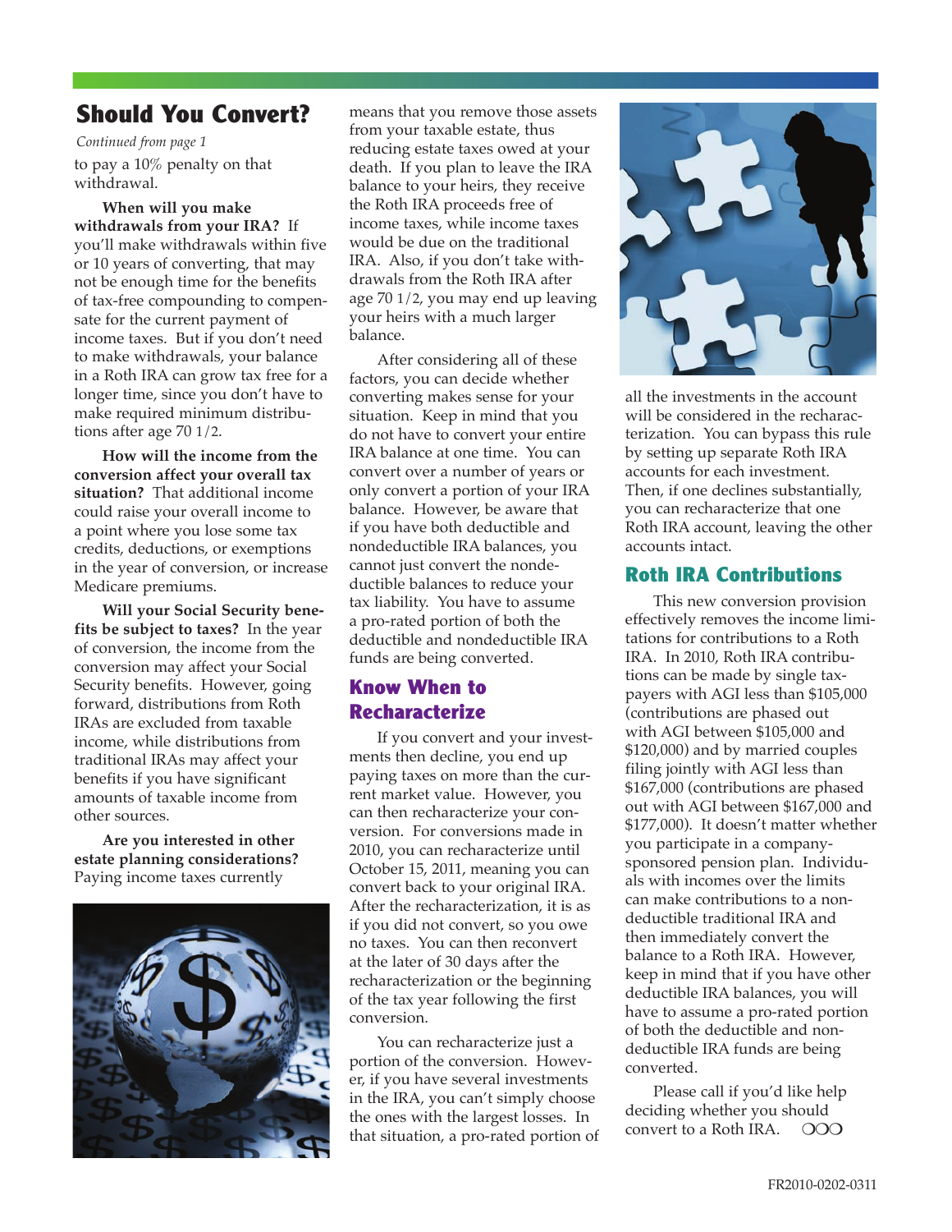## Should You Convert?

*Continued from page 1*

to pay a 10% penalty on that withdrawal.

**When will you make withdrawals from your IRA?** If you'll make withdrawals within five or 10 years of converting, that may not be enough time for the benefits of tax-free compounding to compensate for the current payment of income taxes. But if you don't need to make withdrawals, your balance in a Roth IRA can grow tax free for a longer time, since you don't have to make required minimum distributions after age 70 1/2.

**How will the income from the conversion affect your overall tax situation?** That additional income could raise your overall income to a point where you lose some tax credits, deductions, or exemptions in the year of conversion, or increase Medicare premiums.

**Will your Social Security benefits be subject to taxes?** In the year of conversion, the income from the conversion may affect your Social Security benefits. However, going forward, distributions from Roth IRAs are excluded from taxable income, while distributions from traditional IRAs may affect your benefits if you have significant amounts of taxable income from other sources.

**Are you interested in other estate planning considerations?** Paying income taxes currently means that you remove those assets from your taxable estate, thus reducing estate taxes owed at your death. If you plan to leave the IRA balance to your heirs, they receive the Roth IRA proceeds free of income taxes, while income taxes would be due on the traditional IRA. Also, if you don't take withdrawals from the Roth IRA after age 70 1/2, you may end up leaving your heirs with a much larger balance.

After considering all of these factors, you can decide whether converting makes sense for your situation. Keep in mind that you do not have to convert your entire IRA balance at one time. You can convert over a number of years or only convert a portion of your IRA balance. However, be aware that if you have both deductible and nondeductible IRA balances, you cannot just convert the nondeductible balances to reduce your tax liability. You have to assume a pro-rated portion of both the deductible and nondeductible IRA funds are being converted.

### Know When to Recharacterize

If you convert and your investments then decline, you end up paying taxes on more than the current market value. However, you can then recharacterize your conversion. For conversions made in 2010, you can recharacterize until October 15, 2011, meaning you can convert back to your original IRA. After the recharacterization, it is as if you did not convert, so you owe no taxes. You can then reconvert at the later of 30 days after the recharacterization or the beginning of the tax year following the first conversion.

You can recharacterize just a portion of the conversion. However, if you have several investments in the IRA, you can't simply choose the ones with the largest losses. In that situation, a pro-rated portion of all the investments in the account will be considered in the recharacterization. You can bypass this rule by setting up separate Roth IRA accounts for each investment. Then, if one declines substantially, you can recharacterize that one Roth IRA account, leaving the other accounts intact.

### Roth IRA Contributions

This new conversion provision effectively removes the income limitations for contributions to a Roth IRA. In 2010, Roth IRA contributions can be made by single taxpayers with AGI less than $105,000 (contributions are phased out with AGI between $105,000 and $120,000) and by married couples filing jointly with AGI less than $167,000 (contributions are phased out with AGI between $167,000 and $177,000). It doesn't matter whether you participate in a company-sponsored pension plan. Individuals with incomes over the limits can make contributions to a nondeductible traditional IRA and then immediately convert the balance to a Roth IRA. However, keep in mind that if you have other deductible IRA balances, you will have to assume a pro-rated portion of both the deductible and nondeductible IRA funds are being converted.

Please call if you'd like help deciding whether you should convert to a Roth IRA. OOO

FR2010-0202-0311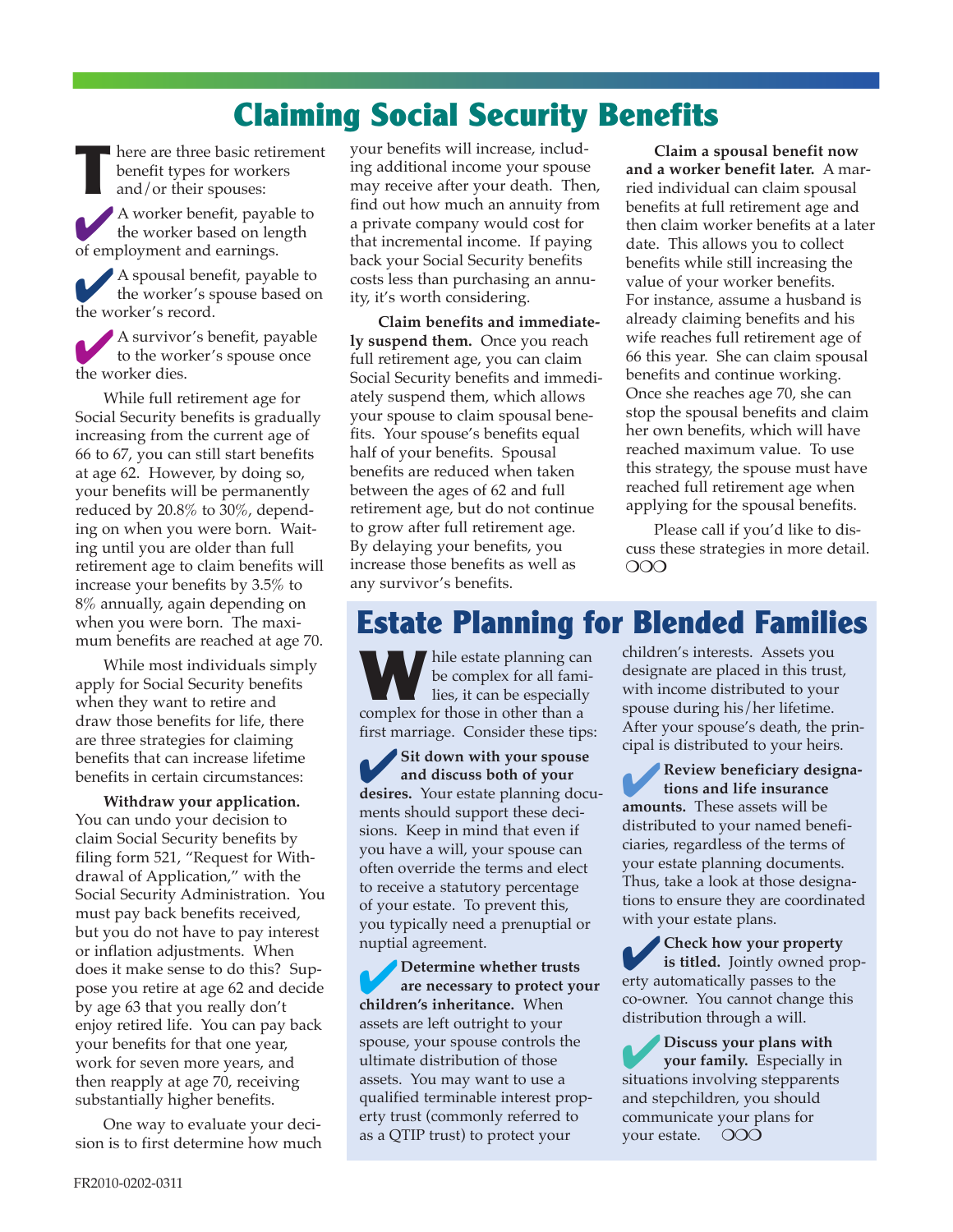# Claiming Social Security Benefits

There are three basic retirement benefit types for workers and/or their spouses:

- A worker benefit, payable to the worker based on length of employment and earnings.
- A spousal benefit, payable to the worker's spouse based on the worker's record.
- A survivor's benefit, payable to the worker's spouse once the worker dies.

While full retirement age for Social Security benefits is gradually increasing from the current age of 66 to 67, you can still start benefits at age 62. However, by doing so, your benefits will be permanently reduced by 20.8% to 30%, depending on when you were born. Waiting until you are older than full retirement age to claim benefits will increase your benefits by 3.5% to 8% annually, again depending on when you were born. The maximum benefits are reached at age 70.

While most individuals simply apply for Social Security benefits when they want to retire and draw those benefits for life, there are three strategies for claiming benefits that can increase lifetime benefits in certain circumstances:

**Withdraw your application.** You can undo your decision to claim Social Security benefits by filing form 521, "Request for Withdrawal of Application," with the Social Security Administration. You must pay back benefits received, but you do not have to pay interest or inflation adjustments. When does it make sense to do this? Suppose you retire at age 62 and decide by age 63 that you really don't enjoy retired life. You can pay back your benefits for that one year, work for seven more years, and then reapply at age 70, receiving substantially higher benefits.

One way to evaluate your decision is to first determine how much your benefits will increase, including additional income your spouse may receive after your death. Then, find out how much an annuity from a private company would cost for that incremental income. If paying back your Social Security benefits costs less than purchasing an annuity, it's worth considering.

**Claim benefits and immediately suspend them.** Once you reach full retirement age, you can claim Social Security benefits and immediately suspend them, which allows your spouse to claim spousal benefits. Your spouse's benefits equal half of your benefits. Spousal benefits are reduced when taken between the ages of 62 and full retirement age, but do not continue to grow after full retirement age. By delaying your benefits, you increase those benefits as well as any survivor's benefits.

**Claim a spousal benefit now and a worker benefit later.** A married individual can claim spousal benefits at full retirement age and then claim worker benefits at a later date. This allows you to collect benefits while still increasing the value of your worker benefits. For instance, assume a husband is already claiming benefits and his wife reaches full retirement age of 66 this year. She can claim spousal benefits and continue working. Once she reaches age 70, she can stop the spousal benefits and claim her own benefits, which will have reached maximum value. To use this strategy, the spouse must have reached full retirement age when applying for the spousal benefits.

Please call if you'd like to discuss these strategies in more detail. ❍❍❍

# Estate Planning for Blended Families

While estate planning can be complex for all families, it can be especially complex for those in other than a first marriage. Consider these tips:

- **Sit down with your spouse and discuss both of your desires.** Your estate planning documents should support these decisions. Keep in mind that even if you have a will, your spouse can often override the terms and elect to receive a statutory percentage of your estate. To prevent this, you typically need a prenuptial or nuptial agreement.
- **Determine whether trusts are necessary to protect your children's inheritance.** When assets are left outright to your spouse, your spouse controls the ultimate distribution of those assets. You may want to use a qualified terminable interest property trust (commonly referred to as a QTIP trust) to protect your children's interests. Assets you designate are placed in this trust, with income distributed to your spouse during his/her lifetime. After your spouse's death, the principal is distributed to your heirs.
- **Review beneficiary designations and life insurance amounts.** These assets will be distributed to your named beneficiaries, regardless of the terms of your estate planning documents. Thus, take a look at those designations to ensure they are coordinated with your estate plans.
- **Check how your property is titled.** Jointly owned property automatically passes to the co-owner. You cannot change this distribution through a will.
- **Discuss your plans with your family.** Especially in situations involving stepparents and stepchildren, you should communicate your plans for your estate. ❍❍❍

FR2010-0202-0311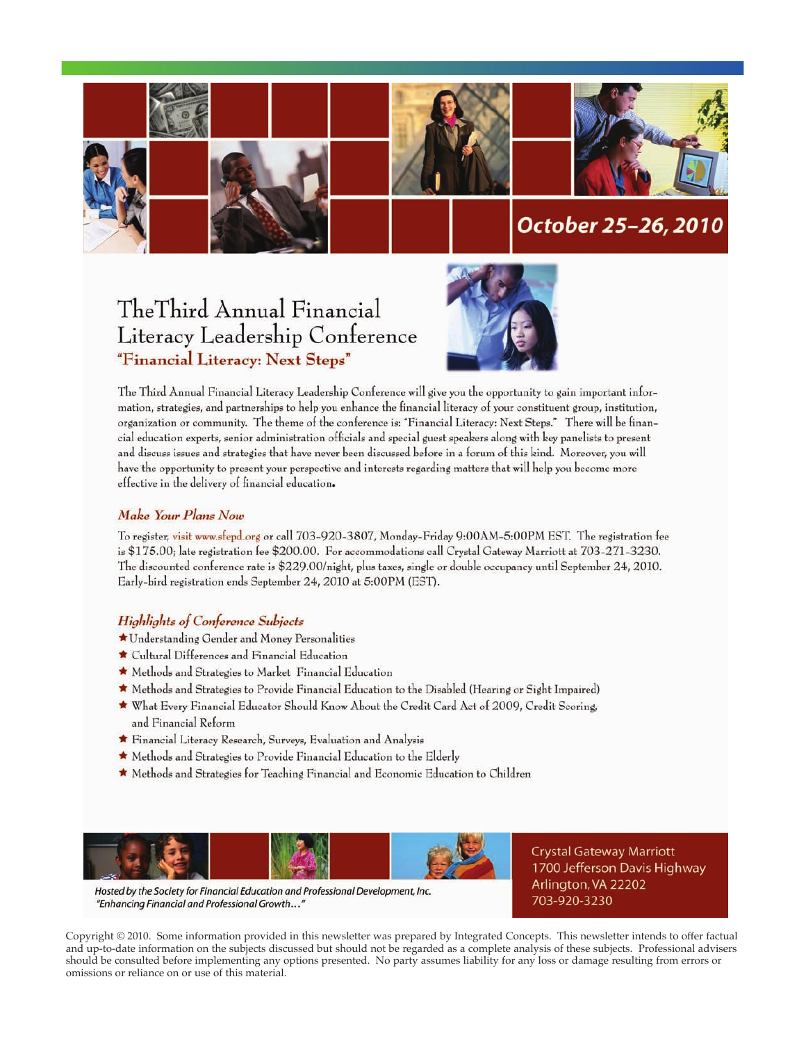October 25–26, 2010

# TheThird Annual Financial Literacy Leadership Conference

**"Financial Literacy: Next Steps"**

The Third Annual Financial Literacy Leadership Conference will give you the opportunity to gain important information, strategies, and partnerships to help you enhance the financial literacy of your constituent group, institution, organization or community. The theme of the conference is: "Financial Literacy: Next Steps." There will be financial education experts, senior administration officials and special guest speakers along with key panelists to present and discuss issues and strategies that have never been discussed before in a forum of this kind. Moreover, you will have the opportunity to present your perspective and interests regarding matters that will help you become more effective in the delivery of financial education.

### *Make Your Plans Now*

To register, visit www.sfepd.org or call 703-920-3807, Monday-Friday 9:00AM-5:00PM EST. The registration fee is $175.00; late registration fee $200.00. For accommodations call Crystal Gateway Marriott at 703-271-3230. The discounted conference rate is $229.00/night, plus taxes, single or double occupancy until September 24, 2010. Early-bird registration ends September 24, 2010 at 5:00PM (EST).

### *Highlights of Conference Subjects*

- ★ Understanding Gender and Money Personalities
- ★ Cultural Differences and Financial Education
- ★ Methods and Strategies to Market Financial Education
- ★ Methods and Strategies to Provide Financial Education to the Disabled (Hearing or Sight Impaired)
- ★ What Every Financial Educator Should Know About the Credit Card Act of 2009, Credit Scoring, and Financial Reform
- ★ Financial Literacy Research, Surveys, Evaluation and Analysis
- ★ Methods and Strategies to Provide Financial Education to the Elderly
- ★ Methods and Strategies for Teaching Financial and Economic Education to Children

*Hosted by the Society for Financial Education and Professional Development, Inc.*
*"Enhancing Financial and Professional Growth..."*

Crystal Gateway Marriott
1700 Jefferson Davis Highway
Arlington, VA 22202
703-920-3230

Copyright © 2010. Some information provided in this newsletter was prepared by Integrated Concepts. This newsletter intends to offer factual and up-to-date information on the subjects discussed but should not be regarded as a complete analysis of these subjects. Professional advisers should be consulted before implementing any options presented. No party assumes liability for any loss or damage resulting from errors or omissions or reliance on or use of this material.